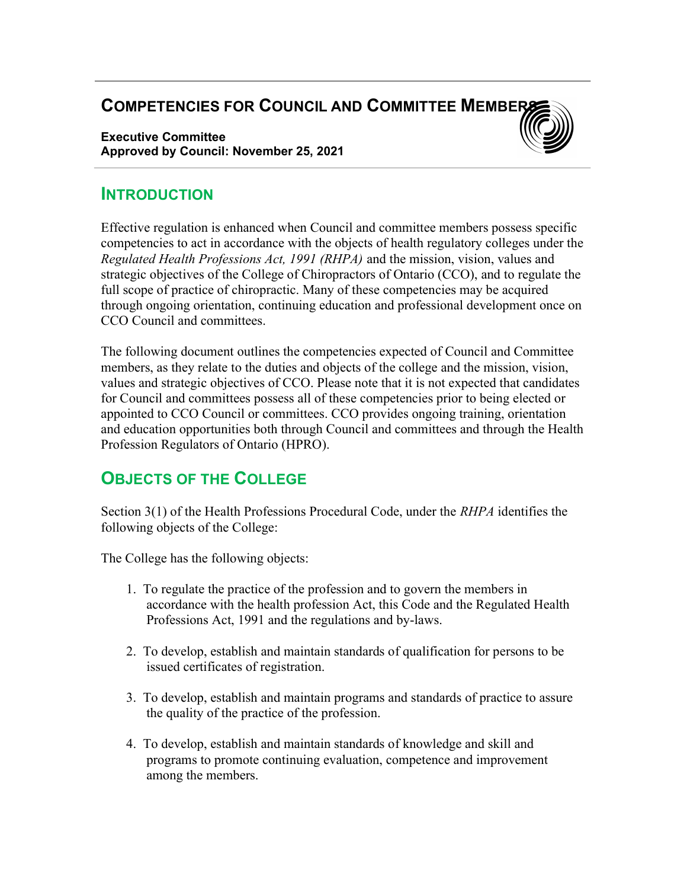# COMPETENCIES FOR COUNCIL AND COMMITTEE MEMBERS

**Executive Committee**
**Approved by Council: November 25, 2021**

## INTRODUCTION

Effective regulation is enhanced when Council and committee members possess specific competencies to act in accordance with the objects of health regulatory colleges under the *Regulated Health Professions Act, 1991 (RHPA)* and the mission, vision, values and strategic objectives of the College of Chiropractors of Ontario (CCO), and to regulate the full scope of practice of chiropractic. Many of these competencies may be acquired through ongoing orientation, continuing education and professional development once on CCO Council and committees.

The following document outlines the competencies expected of Council and Committee members, as they relate to the duties and objects of the college and the mission, vision, values and strategic objectives of CCO. Please note that it is not expected that candidates for Council and committees possess all of these competencies prior to being elected or appointed to CCO Council or committees. CCO provides ongoing training, orientation and education opportunities both through Council and committees and through the Health Profession Regulators of Ontario (HPRO).

## OBJECTS OF THE COLLEGE

Section 3(1) of the Health Professions Procedural Code, under the *RHPA* identifies the following objects of the College:

The College has the following objects:

1. To regulate the practice of the profession and to govern the members in accordance with the health profession Act, this Code and the Regulated Health Professions Act, 1991 and the regulations and by-laws.
2. To develop, establish and maintain standards of qualification for persons to be issued certificates of registration.
3. To develop, establish and maintain programs and standards of practice to assure the quality of the practice of the profession.
4. To develop, establish and maintain standards of knowledge and skill and programs to promote continuing evaluation, competence and improvement among the members.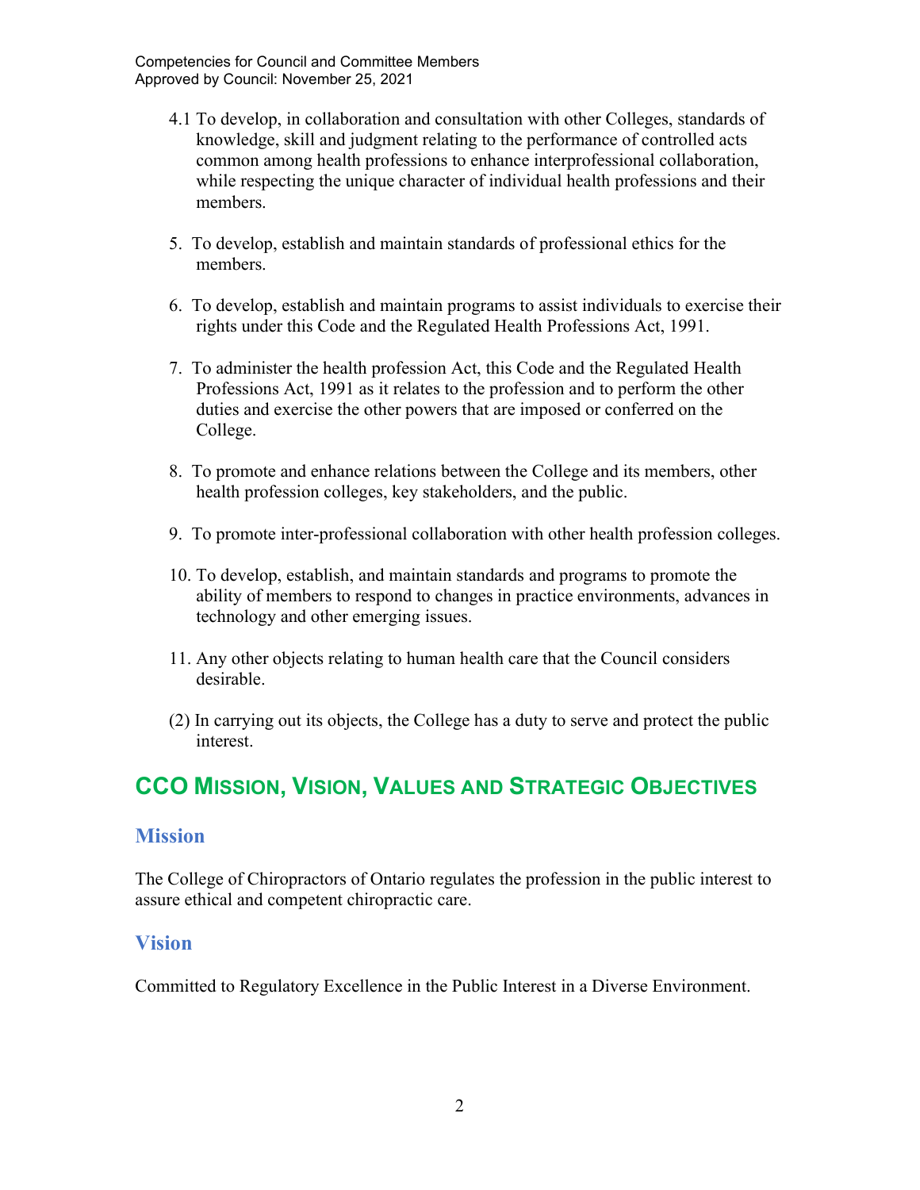4.1 To develop, in collaboration and consultation with other Colleges, standards of knowledge, skill and judgment relating to the performance of controlled acts common among health professions to enhance interprofessional collaboration, while respecting the unique character of individual health professions and their members.

5. To develop, establish and maintain standards of professional ethics for the members.

6. To develop, establish and maintain programs to assist individuals to exercise their rights under this Code and the Regulated Health Professions Act, 1991.

7. To administer the health profession Act, this Code and the Regulated Health Professions Act, 1991 as it relates to the profession and to perform the other duties and exercise the other powers that are imposed or conferred on the College.

8. To promote and enhance relations between the College and its members, other health profession colleges, key stakeholders, and the public.

9. To promote inter-professional collaboration with other health profession colleges.

10. To develop, establish, and maintain standards and programs to promote the ability of members to respond to changes in practice environments, advances in technology and other emerging issues.

11. Any other objects relating to human health care that the Council considers desirable.

(2) In carrying out its objects, the College has a duty to serve and protect the public interest.

## CCO Mission, Vision, Values and Strategic Objectives

### Mission

The College of Chiropractors of Ontario regulates the profession in the public interest to assure ethical and competent chiropractic care.

### Vision

Committed to Regulatory Excellence in the Public Interest in a Diverse Environment.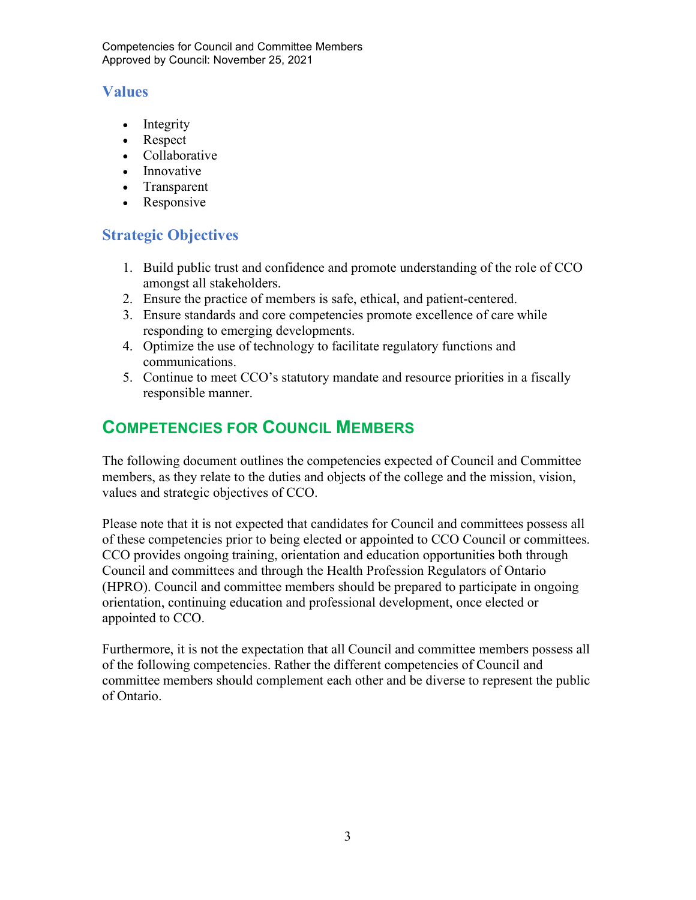## Values

- Integrity
- Respect
- Collaborative
- Innovative
- Transparent
- Responsive

## Strategic Objectives

1. Build public trust and confidence and promote understanding of the role of CCO amongst all stakeholders.
2. Ensure the practice of members is safe, ethical, and patient-centered.
3. Ensure standards and core competencies promote excellence of care while responding to emerging developments.
4. Optimize the use of technology to facilitate regulatory functions and communications.
5. Continue to meet CCO's statutory mandate and resource priorities in a fiscally responsible manner.

# COMPETENCIES FOR COUNCIL MEMBERS

The following document outlines the competencies expected of Council and Committee members, as they relate to the duties and objects of the college and the mission, vision, values and strategic objectives of CCO.

Please note that it is not expected that candidates for Council and committees possess all of these competencies prior to being elected or appointed to CCO Council or committees. CCO provides ongoing training, orientation and education opportunities both through Council and committees and through the Health Profession Regulators of Ontario (HPRO). Council and committee members should be prepared to participate in ongoing orientation, continuing education and professional development, once elected or appointed to CCO.

Furthermore, it is not the expectation that all Council and committee members possess all of the following competencies. Rather the different competencies of Council and committee members should complement each other and be diverse to represent the public of Ontario.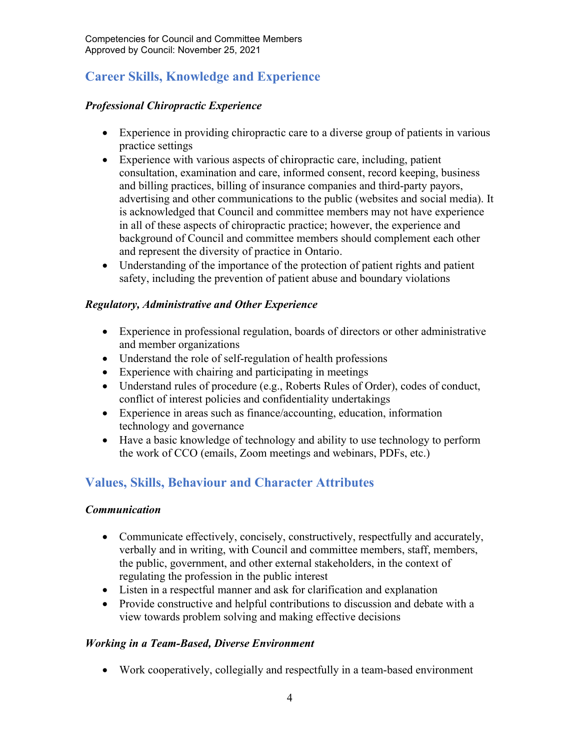## Career Skills, Knowledge and Experience

### *Professional Chiropractic Experience*

- Experience in providing chiropractic care to a diverse group of patients in various practice settings
- Experience with various aspects of chiropractic care, including, patient consultation, examination and care, informed consent, record keeping, business and billing practices, billing of insurance companies and third-party payors, advertising and other communications to the public (websites and social media). It is acknowledged that Council and committee members may not have experience in all of these aspects of chiropractic practice; however, the experience and background of Council and committee members should complement each other and represent the diversity of practice in Ontario.
- Understanding of the importance of the protection of patient rights and patient safety, including the prevention of patient abuse and boundary violations

### *Regulatory, Administrative and Other Experience*

- Experience in professional regulation, boards of directors or other administrative and member organizations
- Understand the role of self-regulation of health professions
- Experience with chairing and participating in meetings
- Understand rules of procedure (e.g., Roberts Rules of Order), codes of conduct, conflict of interest policies and confidentiality undertakings
- Experience in areas such as finance/accounting, education, information technology and governance
- Have a basic knowledge of technology and ability to use technology to perform the work of CCO (emails, Zoom meetings and webinars, PDFs, etc.)

## Values, Skills, Behaviour and Character Attributes

### *Communication*

- Communicate effectively, concisely, constructively, respectfully and accurately, verbally and in writing, with Council and committee members, staff, members, the public, government, and other external stakeholders, in the context of regulating the profession in the public interest
- Listen in a respectful manner and ask for clarification and explanation
- Provide constructive and helpful contributions to discussion and debate with a view towards problem solving and making effective decisions

### *Working in a Team-Based, Diverse Environment*

- Work cooperatively, collegially and respectfully in a team-based environment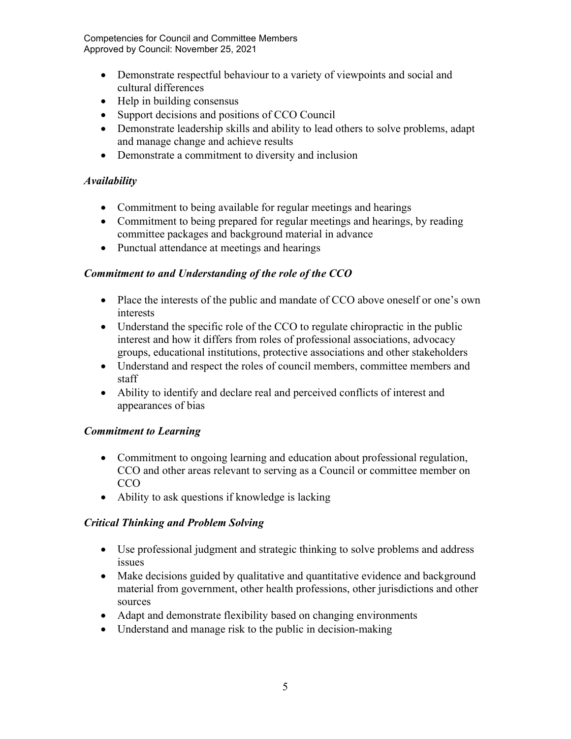- Demonstrate respectful behaviour to a variety of viewpoints and social and cultural differences
- Help in building consensus
- Support decisions and positions of CCO Council
- Demonstrate leadership skills and ability to lead others to solve problems, adapt and manage change and achieve results
- Demonstrate a commitment to diversity and inclusion

### *Availability*

- Commitment to being available for regular meetings and hearings
- Commitment to being prepared for regular meetings and hearings, by reading committee packages and background material in advance
- Punctual attendance at meetings and hearings

### *Commitment to and Understanding of the role of the CCO*

- Place the interests of the public and mandate of CCO above oneself or one's own interests
- Understand the specific role of the CCO to regulate chiropractic in the public interest and how it differs from roles of professional associations, advocacy groups, educational institutions, protective associations and other stakeholders
- Understand and respect the roles of council members, committee members and staff
- Ability to identify and declare real and perceived conflicts of interest and appearances of bias

### *Commitment to Learning*

- Commitment to ongoing learning and education about professional regulation, CCO and other areas relevant to serving as a Council or committee member on CCO
- Ability to ask questions if knowledge is lacking

### *Critical Thinking and Problem Solving*

- Use professional judgment and strategic thinking to solve problems and address issues
- Make decisions guided by qualitative and quantitative evidence and background material from government, other health professions, other jurisdictions and other sources
- Adapt and demonstrate flexibility based on changing environments
- Understand and manage risk to the public in decision-making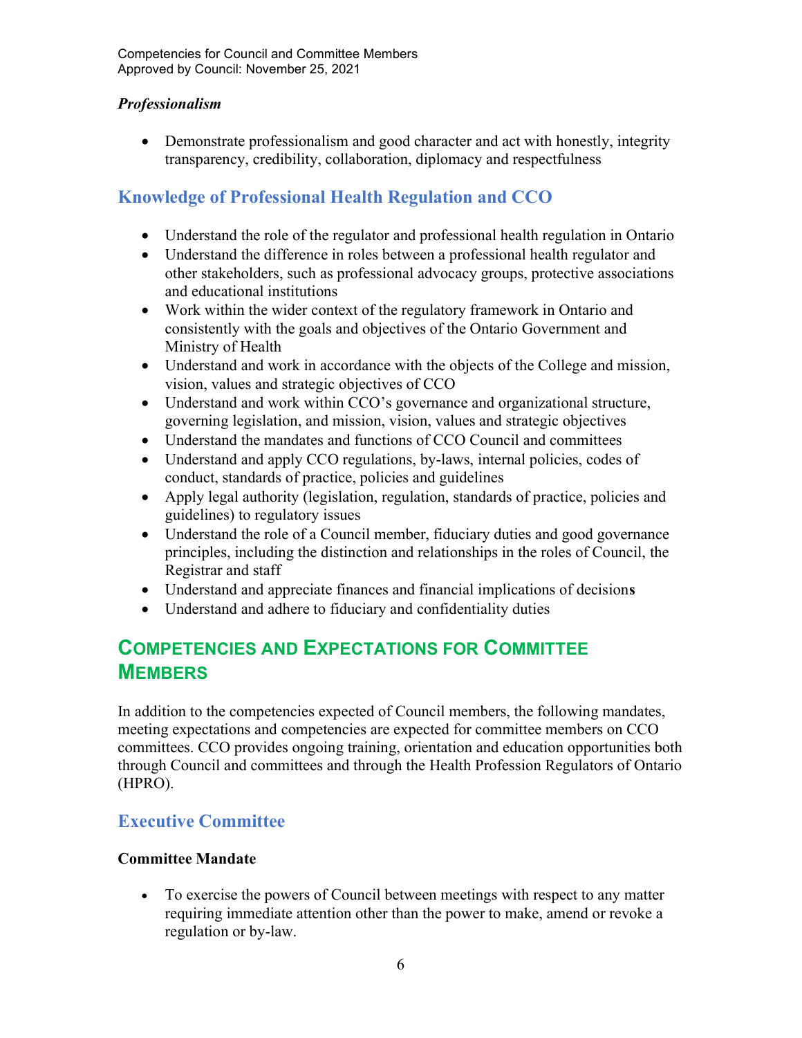### *Professionalism*

- Demonstrate professionalism and good character and act with honestly, integrity transparency, credibility, collaboration, diplomacy and respectfulness

## Knowledge of Professional Health Regulation and CCO

- Understand the role of the regulator and professional health regulation in Ontario
- Understand the difference in roles between a professional health regulator and other stakeholders, such as professional advocacy groups, protective associations and educational institutions
- Work within the wider context of the regulatory framework in Ontario and consistently with the goals and objectives of the Ontario Government and Ministry of Health
- Understand and work in accordance with the objects of the College and mission, vision, values and strategic objectives of CCO
- Understand and work within CCO's governance and organizational structure, governing legislation, and mission, vision, values and strategic objectives
- Understand the mandates and functions of CCO Council and committees
- Understand and apply CCO regulations, by-laws, internal policies, codes of conduct, standards of practice, policies and guidelines
- Apply legal authority (legislation, regulation, standards of practice, policies and guidelines) to regulatory issues
- Understand the role of a Council member, fiduciary duties and good governance principles, including the distinction and relationships in the roles of Council, the Registrar and staff
- Understand and appreciate finances and financial implications of decisions
- Understand and adhere to fiduciary and confidentiality duties

# Competencies and Expectations for Committee Members

In addition to the competencies expected of Council members, the following mandates, meeting expectations and competencies are expected for committee members on CCO committees. CCO provides ongoing training, orientation and education opportunities both through Council and committees and through the Health Profession Regulators of Ontario (HPRO).

## Executive Committee

**Committee Mandate**

- To exercise the powers of Council between meetings with respect to any matter requiring immediate attention other than the power to make, amend or revoke a regulation or by-law.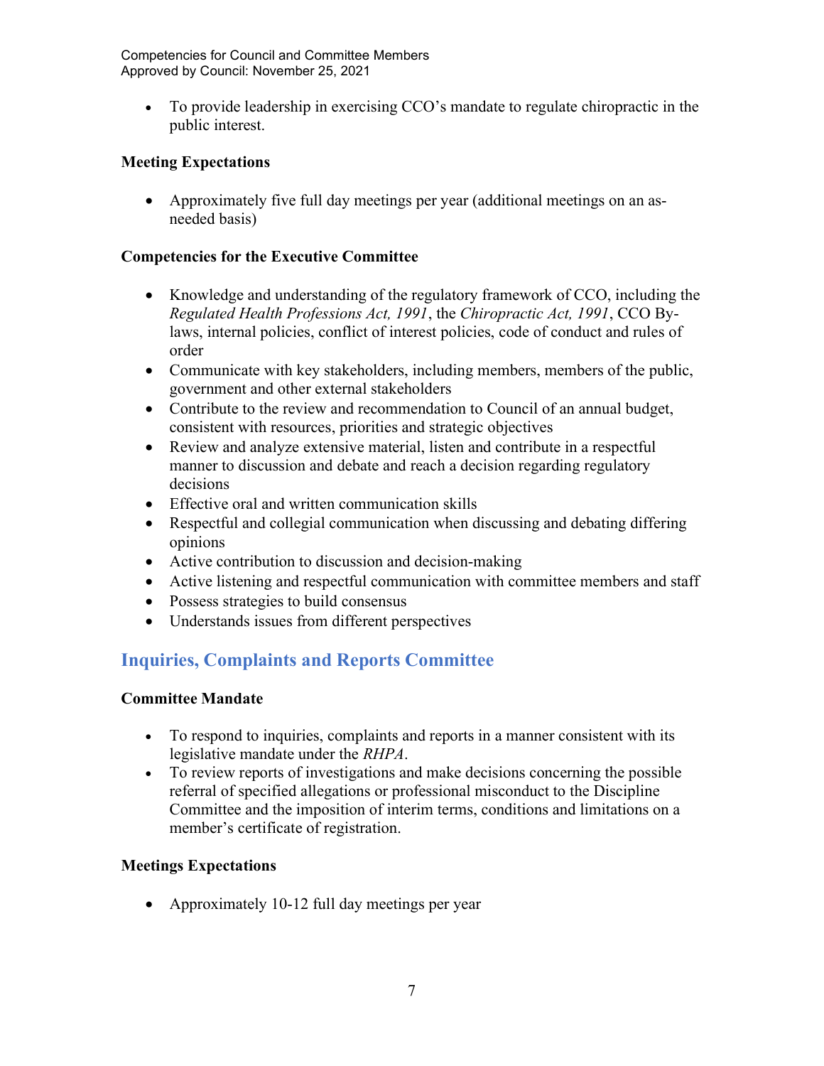- To provide leadership in exercising CCO's mandate to regulate chiropractic in the public interest.

**Meeting Expectations**

- Approximately five full day meetings per year (additional meetings on an as-needed basis)

**Competencies for the Executive Committee**

- Knowledge and understanding of the regulatory framework of CCO, including the *Regulated Health Professions Act, 1991*, the *Chiropractic Act, 1991*, CCO By-laws, internal policies, conflict of interest policies, code of conduct and rules of order
- Communicate with key stakeholders, including members, members of the public, government and other external stakeholders
- Contribute to the review and recommendation to Council of an annual budget, consistent with resources, priorities and strategic objectives
- Review and analyze extensive material, listen and contribute in a respectful manner to discussion and debate and reach a decision regarding regulatory decisions
- Effective oral and written communication skills
- Respectful and collegial communication when discussing and debating differing opinions
- Active contribution to discussion and decision-making
- Active listening and respectful communication with committee members and staff
- Possess strategies to build consensus
- Understands issues from different perspectives

## Inquiries, Complaints and Reports Committee

**Committee Mandate**

- To respond to inquiries, complaints and reports in a manner consistent with its legislative mandate under the *RHPA*.
- To review reports of investigations and make decisions concerning the possible referral of specified allegations or professional misconduct to the Discipline Committee and the imposition of interim terms, conditions and limitations on a member's certificate of registration.

**Meetings Expectations**

- Approximately 10-12 full day meetings per year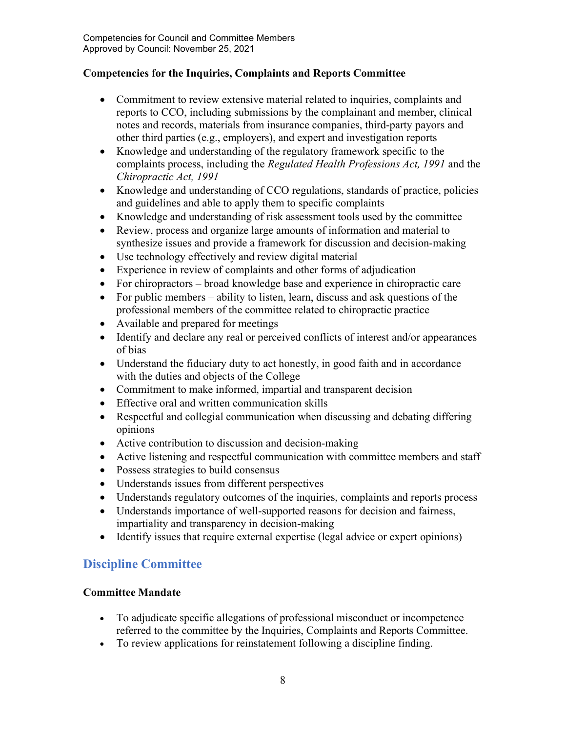**Competencies for the Inquiries, Complaints and Reports Committee**

- Commitment to review extensive material related to inquiries, complaints and reports to CCO, including submissions by the complainant and member, clinical notes and records, materials from insurance companies, third-party payors and other third parties (e.g., employers), and expert and investigation reports
- Knowledge and understanding of the regulatory framework specific to the complaints process, including the *Regulated Health Professions Act, 1991* and the *Chiropractic Act, 1991*
- Knowledge and understanding of CCO regulations, standards of practice, policies and guidelines and able to apply them to specific complaints
- Knowledge and understanding of risk assessment tools used by the committee
- Review, process and organize large amounts of information and material to synthesize issues and provide a framework for discussion and decision-making
- Use technology effectively and review digital material
- Experience in review of complaints and other forms of adjudication
- For chiropractors – broad knowledge base and experience in chiropractic care
- For public members – ability to listen, learn, discuss and ask questions of the professional members of the committee related to chiropractic practice
- Available and prepared for meetings
- Identify and declare any real or perceived conflicts of interest and/or appearances of bias
- Understand the fiduciary duty to act honestly, in good faith and in accordance with the duties and objects of the College
- Commitment to make informed, impartial and transparent decision
- Effective oral and written communication skills
- Respectful and collegial communication when discussing and debating differing opinions
- Active contribution to discussion and decision-making
- Active listening and respectful communication with committee members and staff
- Possess strategies to build consensus
- Understands issues from different perspectives
- Understands regulatory outcomes of the inquiries, complaints and reports process
- Understands importance of well-supported reasons for decision and fairness, impartiality and transparency in decision-making
- Identify issues that require external expertise (legal advice or expert opinions)

## Discipline Committee

**Committee Mandate**

- To adjudicate specific allegations of professional misconduct or incompetence referred to the committee by the Inquiries, Complaints and Reports Committee.
- To review applications for reinstatement following a discipline finding.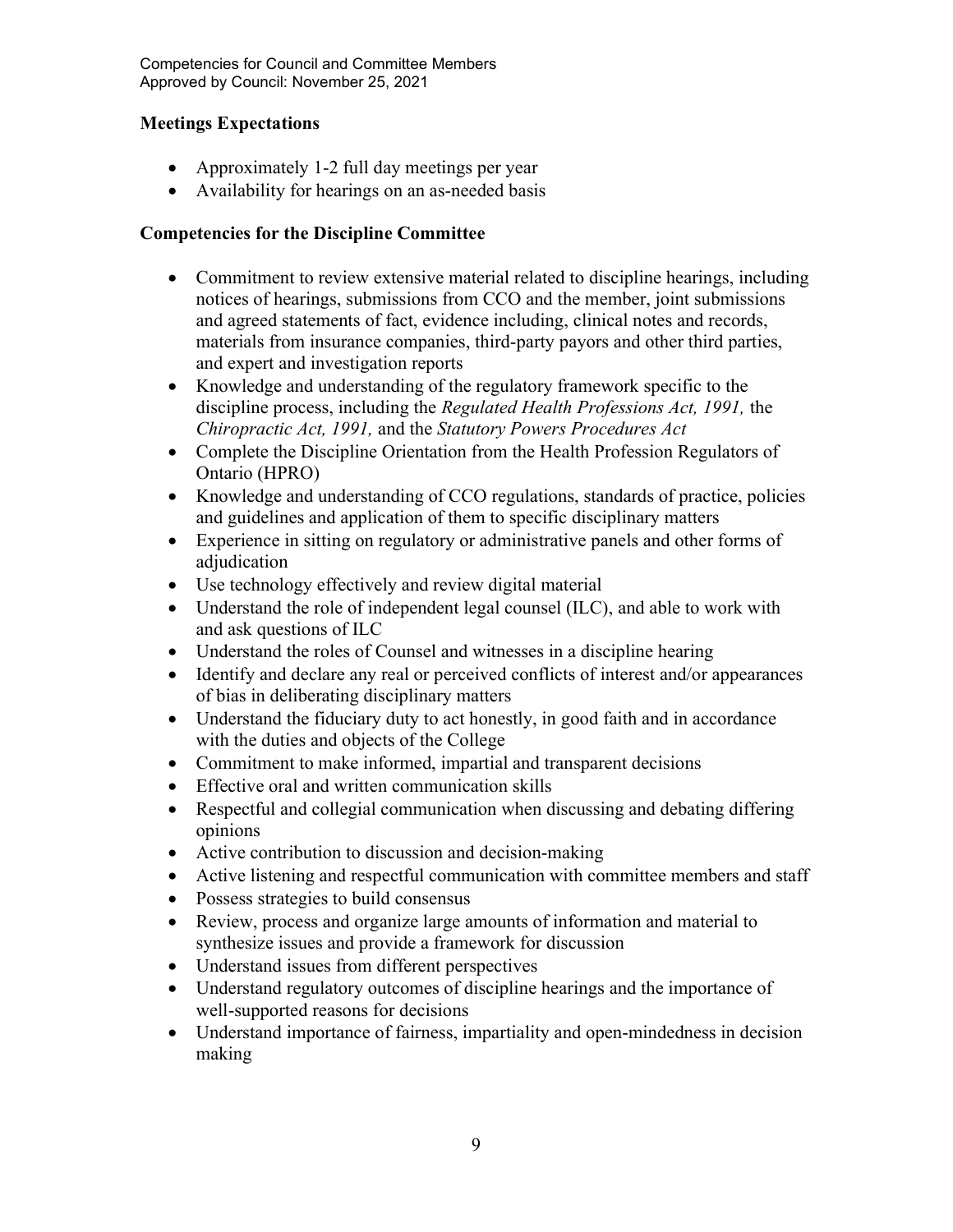**Meetings Expectations**

- Approximately 1-2 full day meetings per year
- Availability for hearings on an as-needed basis

**Competencies for the Discipline Committee**

- Commitment to review extensive material related to discipline hearings, including notices of hearings, submissions from CCO and the member, joint submissions and agreed statements of fact, evidence including, clinical notes and records, materials from insurance companies, third-party payors and other third parties, and expert and investigation reports
- Knowledge and understanding of the regulatory framework specific to the discipline process, including the *Regulated Health Professions Act, 1991,* the *Chiropractic Act, 1991,* and the *Statutory Powers Procedures Act*
- Complete the Discipline Orientation from the Health Profession Regulators of Ontario (HPRO)
- Knowledge and understanding of CCO regulations, standards of practice, policies and guidelines and application of them to specific disciplinary matters
- Experience in sitting on regulatory or administrative panels and other forms of adjudication
- Use technology effectively and review digital material
- Understand the role of independent legal counsel (ILC), and able to work with and ask questions of ILC
- Understand the roles of Counsel and witnesses in a discipline hearing
- Identify and declare any real or perceived conflicts of interest and/or appearances of bias in deliberating disciplinary matters
- Understand the fiduciary duty to act honestly, in good faith and in accordance with the duties and objects of the College
- Commitment to make informed, impartial and transparent decisions
- Effective oral and written communication skills
- Respectful and collegial communication when discussing and debating differing opinions
- Active contribution to discussion and decision-making
- Active listening and respectful communication with committee members and staff
- Possess strategies to build consensus
- Review, process and organize large amounts of information and material to synthesize issues and provide a framework for discussion
- Understand issues from different perspectives
- Understand regulatory outcomes of discipline hearings and the importance of well-supported reasons for decisions
- Understand importance of fairness, impartiality and open-mindedness in decision making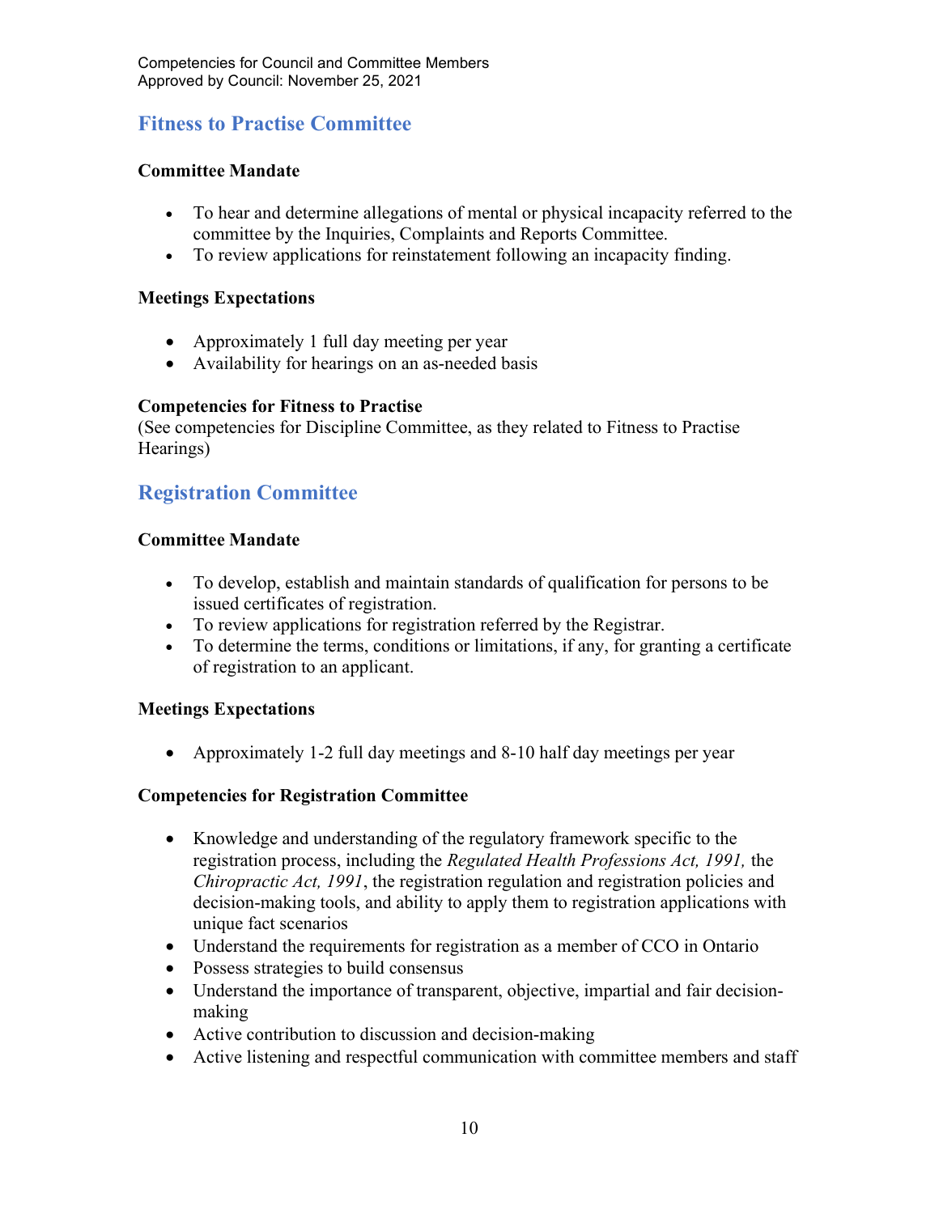## Fitness to Practise Committee

**Committee Mandate**

- To hear and determine allegations of mental or physical incapacity referred to the committee by the Inquiries, Complaints and Reports Committee.
- To review applications for reinstatement following an incapacity finding.

**Meetings Expectations**

- Approximately 1 full day meeting per year
- Availability for hearings on an as-needed basis

**Competencies for Fitness to Practise**
(See competencies for Discipline Committee, as they related to Fitness to Practise Hearings)

## Registration Committee

**Committee Mandate**

- To develop, establish and maintain standards of qualification for persons to be issued certificates of registration.
- To review applications for registration referred by the Registrar.
- To determine the terms, conditions or limitations, if any, for granting a certificate of registration to an applicant.

**Meetings Expectations**

- Approximately 1-2 full day meetings and 8-10 half day meetings per year

**Competencies for Registration Committee**

- Knowledge and understanding of the regulatory framework specific to the registration process, including the *Regulated Health Professions Act, 1991,* the *Chiropractic Act, 1991*, the registration regulation and registration policies and decision-making tools, and ability to apply them to registration applications with unique fact scenarios
- Understand the requirements for registration as a member of CCO in Ontario
- Possess strategies to build consensus
- Understand the importance of transparent, objective, impartial and fair decision-making
- Active contribution to discussion and decision-making
- Active listening and respectful communication with committee members and staff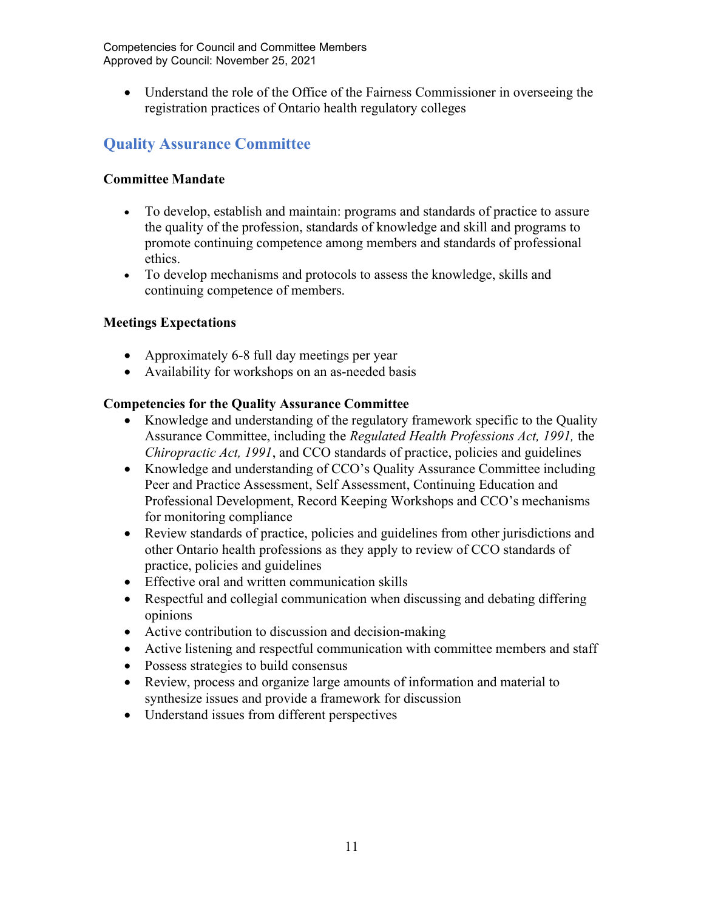- Understand the role of the Office of the Fairness Commissioner in overseeing the registration practices of Ontario health regulatory colleges

## Quality Assurance Committee

**Committee Mandate**

- To develop, establish and maintain: programs and standards of practice to assure the quality of the profession, standards of knowledge and skill and programs to promote continuing competence among members and standards of professional ethics.
- To develop mechanisms and protocols to assess the knowledge, skills and continuing competence of members.

**Meetings Expectations**

- Approximately 6-8 full day meetings per year
- Availability for workshops on an as-needed basis

**Competencies for the Quality Assurance Committee**

- Knowledge and understanding of the regulatory framework specific to the Quality Assurance Committee, including the *Regulated Health Professions Act, 1991,* the *Chiropractic Act, 1991*, and CCO standards of practice, policies and guidelines
- Knowledge and understanding of CCO's Quality Assurance Committee including Peer and Practice Assessment, Self Assessment, Continuing Education and Professional Development, Record Keeping Workshops and CCO's mechanisms for monitoring compliance
- Review standards of practice, policies and guidelines from other jurisdictions and other Ontario health professions as they apply to review of CCO standards of practice, policies and guidelines
- Effective oral and written communication skills
- Respectful and collegial communication when discussing and debating differing opinions
- Active contribution to discussion and decision-making
- Active listening and respectful communication with committee members and staff
- Possess strategies to build consensus
- Review, process and organize large amounts of information and material to synthesize issues and provide a framework for discussion
- Understand issues from different perspectives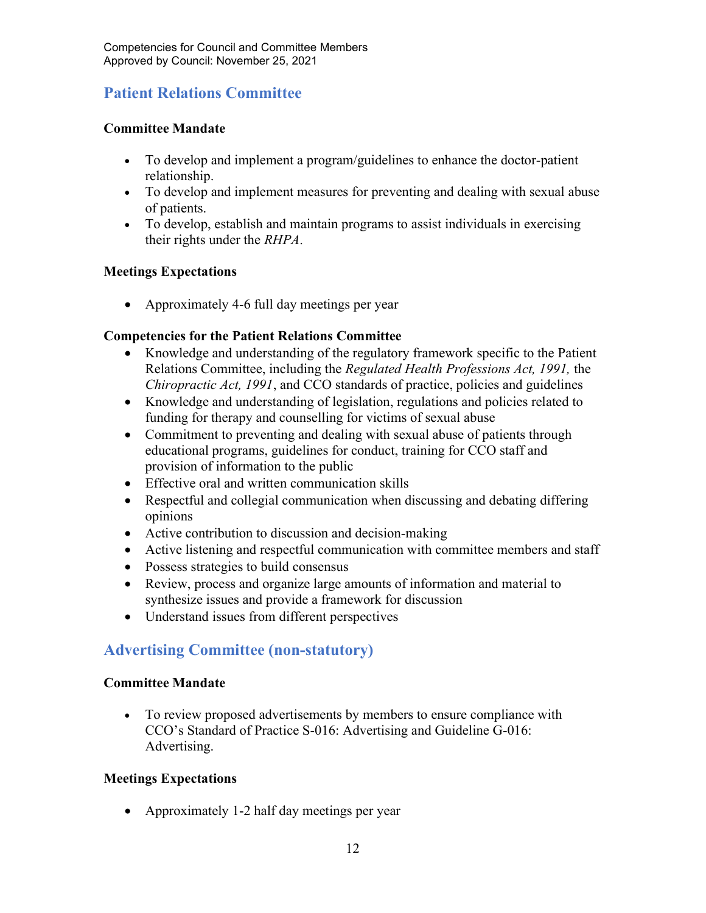## Patient Relations Committee

**Committee Mandate**

- To develop and implement a program/guidelines to enhance the doctor-patient relationship.
- To develop and implement measures for preventing and dealing with sexual abuse of patients.
- To develop, establish and maintain programs to assist individuals in exercising their rights under the *RHPA*.

**Meetings Expectations**

- Approximately 4-6 full day meetings per year

**Competencies for the Patient Relations Committee**

- Knowledge and understanding of the regulatory framework specific to the Patient Relations Committee, including the *Regulated Health Professions Act, 1991,* the *Chiropractic Act, 1991*, and CCO standards of practice, policies and guidelines
- Knowledge and understanding of legislation, regulations and policies related to funding for therapy and counselling for victims of sexual abuse
- Commitment to preventing and dealing with sexual abuse of patients through educational programs, guidelines for conduct, training for CCO staff and provision of information to the public
- Effective oral and written communication skills
- Respectful and collegial communication when discussing and debating differing opinions
- Active contribution to discussion and decision-making
- Active listening and respectful communication with committee members and staff
- Possess strategies to build consensus
- Review, process and organize large amounts of information and material to synthesize issues and provide a framework for discussion
- Understand issues from different perspectives

## Advertising Committee (non-statutory)

**Committee Mandate**

- To review proposed advertisements by members to ensure compliance with CCO's Standard of Practice S-016: Advertising and Guideline G-016: Advertising.

**Meetings Expectations**

- Approximately 1-2 half day meetings per year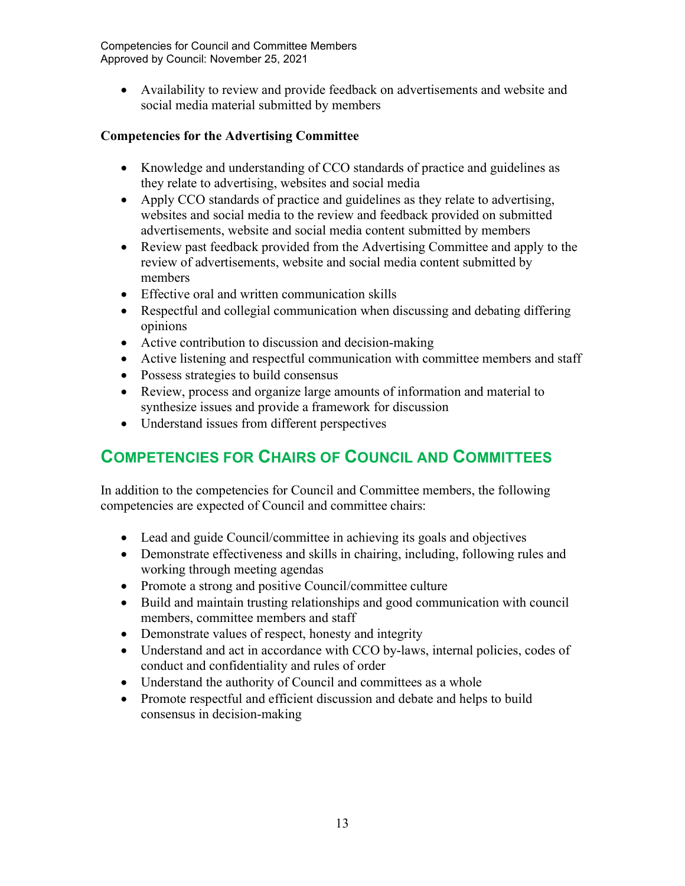- Availability to review and provide feedback on advertisements and website and social media material submitted by members

**Competencies for the Advertising Committee**

- Knowledge and understanding of CCO standards of practice and guidelines as they relate to advertising, websites and social media
- Apply CCO standards of practice and guidelines as they relate to advertising, websites and social media to the review and feedback provided on submitted advertisements, website and social media content submitted by members
- Review past feedback provided from the Advertising Committee and apply to the review of advertisements, website and social media content submitted by members
- Effective oral and written communication skills
- Respectful and collegial communication when discussing and debating differing opinions
- Active contribution to discussion and decision-making
- Active listening and respectful communication with committee members and staff
- Possess strategies to build consensus
- Review, process and organize large amounts of information and material to synthesize issues and provide a framework for discussion
- Understand issues from different perspectives

## Competencies for Chairs of Council and Committees

In addition to the competencies for Council and Committee members, the following competencies are expected of Council and committee chairs:

- Lead and guide Council/committee in achieving its goals and objectives
- Demonstrate effectiveness and skills in chairing, including, following rules and working through meeting agendas
- Promote a strong and positive Council/committee culture
- Build and maintain trusting relationships and good communication with council members, committee members and staff
- Demonstrate values of respect, honesty and integrity
- Understand and act in accordance with CCO by-laws, internal policies, codes of conduct and confidentiality and rules of order
- Understand the authority of Council and committees as a whole
- Promote respectful and efficient discussion and debate and helps to build consensus in decision-making